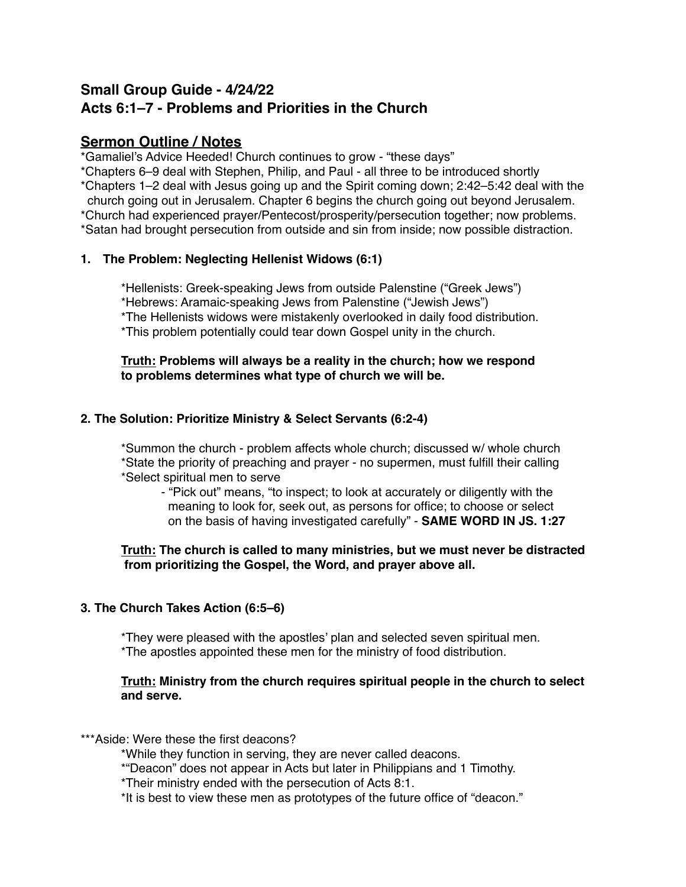# Small Group Guide - 4/24/22
# Acts 6:1–7 - Problems and Priorities in the Church

## Sermon Outline / Notes

*Gamaliel's Advice Heeded! Church continues to grow - "these days"
*Chapters 6–9 deal with Stephen, Philip, and Paul - all three to be introduced shortly
*Chapters 1–2 deal with Jesus going up and the Spirit coming down; 2:42–5:42 deal with the church going out in Jerusalem. Chapter 6 begins the church going out beyond Jerusalem.
*Church had experienced prayer/Pentecost/prosperity/persecution together; now problems.
*Satan had brought persecution from outside and sin from inside; now possible distraction.

### 1. The Problem: Neglecting Hellenist Widows (6:1)

*Hellenists: Greek-speaking Jews from outside Palenstine ("Greek Jews")
*Hebrews: Aramaic-speaking Jews from Palenstine ("Jewish Jews")
*The Hellenists widows were mistakenly overlooked in daily food distribution.
*This problem potentially could tear down Gospel unity in the church.

**Truth: Problems will always be a reality in the church; how we respond to problems determines what type of church we will be.**

### 2. The Solution: Prioritize Ministry & Select Servants (6:2-4)

*Summon the church - problem affects whole church; discussed w/ whole church
*State the priority of preaching and prayer - no supermen, must fulfill their calling
*Select spiritual men to serve

- "Pick out" means, "to inspect; to look at accurately or diligently with the meaning to look for, seek out, as persons for office; to choose or select on the basis of having investigated carefully" - **SAME WORD IN JS. 1:27**

**Truth: The church is called to many ministries, but we must never be distracted from prioritizing the Gospel, the Word, and prayer above all.**

### 3. The Church Takes Action (6:5–6)

*They were pleased with the apostles' plan and selected seven spiritual men.
*The apostles appointed these men for the ministry of food distribution.

**Truth: Ministry from the church requires spiritual people in the church to select and serve.**

***Aside: Were these the first deacons?

*While they function in serving, they are never called deacons.
*"Deacon" does not appear in Acts but later in Philippians and 1 Timothy.
*Their ministry ended with the persecution of Acts 8:1.
*It is best to view these men as prototypes of the future office of "deacon."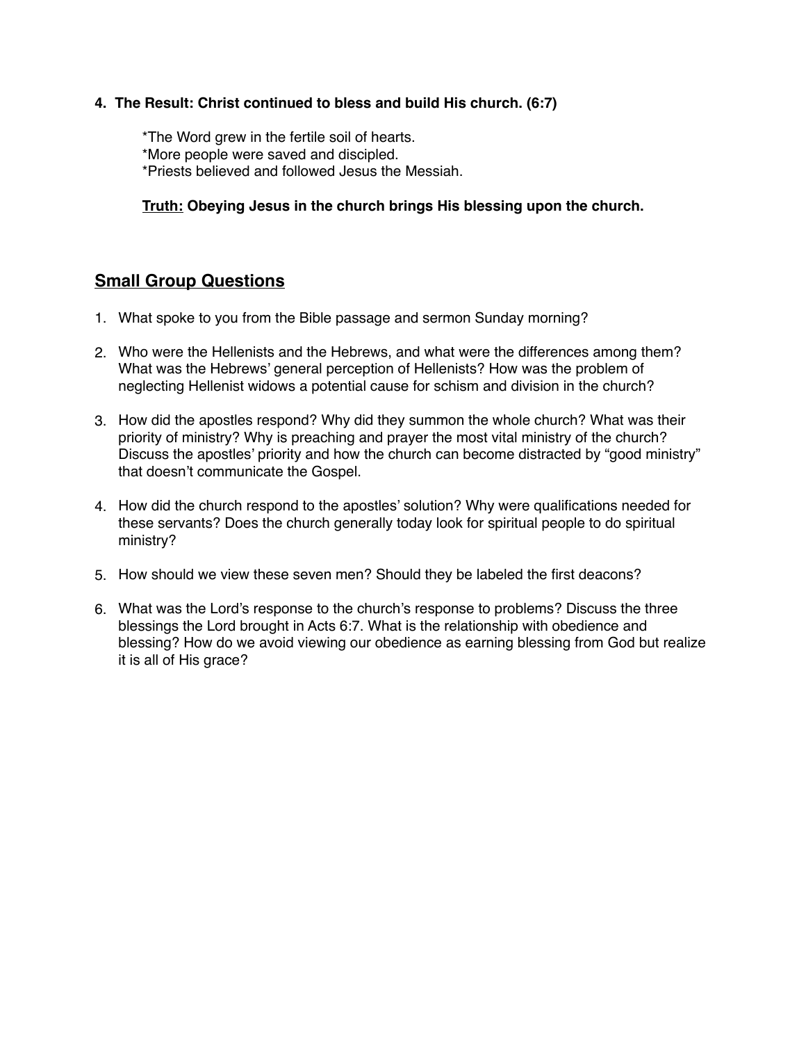**4. The Result: Christ continued to bless and build His church. (6:7)**

*The Word grew in the fertile soil of hearts.
*More people were saved and discipled.
*Priests believed and followed Jesus the Messiah.

**<u>Truth:</u> Obeying Jesus in the church brings His blessing upon the church.**

## <u>Small Group Questions</u>

1. What spoke to you from the Bible passage and sermon Sunday morning?
2. Who were the Hellenists and the Hebrews, and what were the differences among them? What was the Hebrews' general perception of Hellenists? How was the problem of neglecting Hellenist widows a potential cause for schism and division in the church?
3. How did the apostles respond? Why did they summon the whole church? What was their priority of ministry? Why is preaching and prayer the most vital ministry of the church? Discuss the apostles' priority and how the church can become distracted by "good ministry" that doesn't communicate the Gospel.
4. How did the church respond to the apostles' solution? Why were qualifications needed for these servants? Does the church generally today look for spiritual people to do spiritual ministry?
5. How should we view these seven men? Should they be labeled the first deacons?
6. What was the Lord's response to the church's response to problems? Discuss the three blessings the Lord brought in Acts 6:7. What is the relationship with obedience and blessing? How do we avoid viewing our obedience as earning blessing from God but realize it is all of His grace?